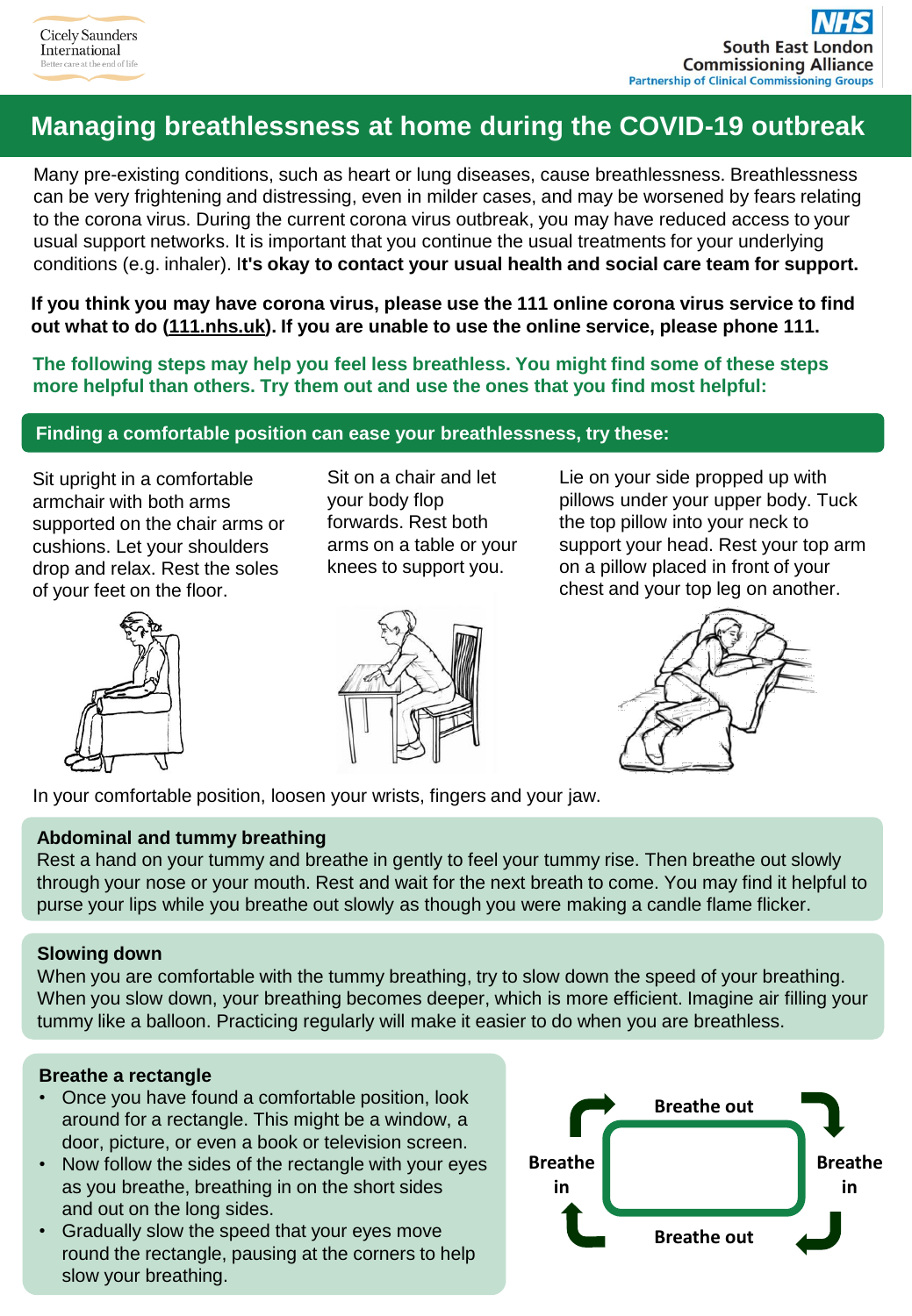Cicely Saunders International
Better care at the end of life

NHS
South East London Commissioning Alliance
Partnership of Clinical Commissioning Groups

# Managing breathlessness at home during the COVID-19 outbreak

Many pre-existing conditions, such as heart or lung diseases, cause breathlessness. Breathlessness can be very frightening and distressing, even in milder cases, and may be worsened by fears relating to the corona virus. During the current corona virus outbreak, you may have reduced access to your usual support networks. It is important that you continue the usual treatments for your underlying conditions (e.g. inhaler). I**t's okay to contact your usual health and social care team for support.**

**If you think you may have corona virus, please use the 111 online corona virus service to find out what to do (111.nhs.uk). If you are unable to use the online service, please phone 111.**

**The following steps may help you feel less breathless. You might find some of these steps more helpful than others. Try them out and use the ones that you find most helpful:**

## Finding a comfortable position can ease your breathlessness, try these:

Sit upright in a comfortable armchair with both arms supported on the chair arms or cushions. Let your shoulders drop and relax. Rest the soles of your feet on the floor.

Sit on a chair and let your body flop forwards. Rest both arms on a table or your knees to support you.

Lie on your side propped up with pillows under your upper body. Tuck the top pillow into your neck to support your head. Rest your top arm on a pillow placed in front of your chest and your top leg on another.

In your comfortable position, loosen your wrists, fingers and your jaw.

### Abdominal and tummy breathing

Rest a hand on your tummy and breathe in gently to feel your tummy rise. Then breathe out slowly through your nose or your mouth. Rest and wait for the next breath to come. You may find it helpful to purse your lips while you breathe out slowly as though you were making a candle flame flicker.

### Slowing down

When you are comfortable with the tummy breathing, try to slow down the speed of your breathing. When you slow down, your breathing becomes deeper, which is more efficient. Imagine air filling your tummy like a balloon. Practicing regularly will make it easier to do when you are breathless.

### Breathe a rectangle

- Once you have found a comfortable position, look around for a rectangle. This might be a window, a door, picture, or even a book or television screen.
- Now follow the sides of the rectangle with your eyes as you breathe, breathing in on the short sides and out on the long sides.
- Gradually slow the speed that your eyes move round the rectangle, pausing at the corners to help slow your breathing.

Breathe out
Breathe in
Breathe in
Breathe out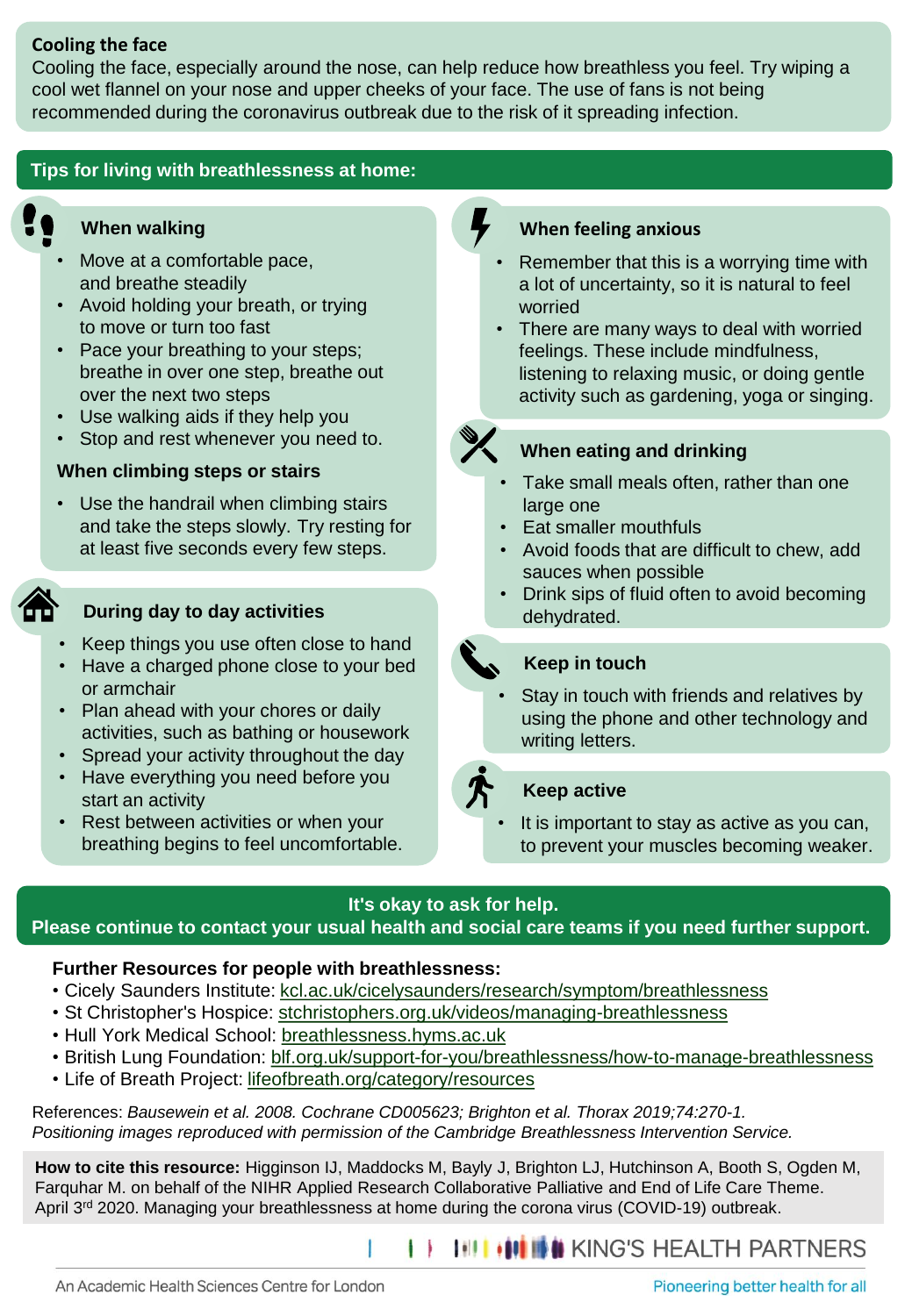**Cooling the face**

Cooling the face, especially around the nose, can help reduce how breathless you feel. Try wiping a cool wet flannel on your nose and upper cheeks of your face. The use of fans is not being recommended during the coronavirus outbreak due to the risk of it spreading infection.

## Tips for living with breathlessness at home:

### When walking

- Move at a comfortable pace, and breathe steadily
- Avoid holding your breath, or trying to move or turn too fast
- Pace your breathing to your steps; breathe in over one step, breathe out over the next two steps
- Use walking aids if they help you
- Stop and rest whenever you need to.

### When climbing steps or stairs

- Use the handrail when climbing stairs and take the steps slowly. Try resting for at least five seconds every few steps.

### During day to day activities

- Keep things you use often close to hand
- Have a charged phone close to your bed or armchair
- Plan ahead with your chores or daily activities, such as bathing or housework
- Spread your activity throughout the day
- Have everything you need before you start an activity
- Rest between activities or when your breathing begins to feel uncomfortable.

### When feeling anxious

- Remember that this is a worrying time with a lot of uncertainty, so it is natural to feel worried
- There are many ways to deal with worried feelings. These include mindfulness, listening to relaxing music, or doing gentle activity such as gardening, yoga or singing.

### When eating and drinking

- Take small meals often, rather than one large one
- Eat smaller mouthfuls
- Avoid foods that are difficult to chew, add sauces when possible
- Drink sips of fluid often to avoid becoming dehydrated.

### Keep in touch

- Stay in touch with friends and relatives by using the phone and other technology and writing letters.

### Keep active

- It is important to stay as active as you can, to prevent your muscles becoming weaker.

**It's okay to ask for help.**
**Please continue to contact your usual health and social care teams if you need further support.**

**Further Resources for people with breathlessness:**

- Cicely Saunders Institute: kcl.ac.uk/cicelysaunders/research/symptom/breathlessness
- St Christopher's Hospice: stchristophers.org.uk/videos/managing-breathlessness
- Hull York Medical School: breathlessness.hyms.ac.uk
- British Lung Foundation: blf.org.uk/support-for-you/breathlessness/how-to-manage-breathlessness
- Life of Breath Project: lifeofbreath.org/category/resources

References: *Bausewein et al. 2008. Cochrane CD005623; Brighton et al. Thorax 2019;74:270-1.*
*Positioning images reproduced with permission of the Cambridge Breathlessness Intervention Service.*

**How to cite this resource:** Higginson IJ, Maddocks M, Bayly J, Brighton LJ, Hutchinson A, Booth S, Ogden M, Farquhar M. on behalf of the NIHR Applied Research Collaborative Palliative and End of Life Care Theme. April 3rd 2020. Managing your breathlessness at home during the corona virus (COVID-19) outbreak.

KING'S HEALTH PARTNERS

An Academic Health Sciences Centre for London

Pioneering better health for all